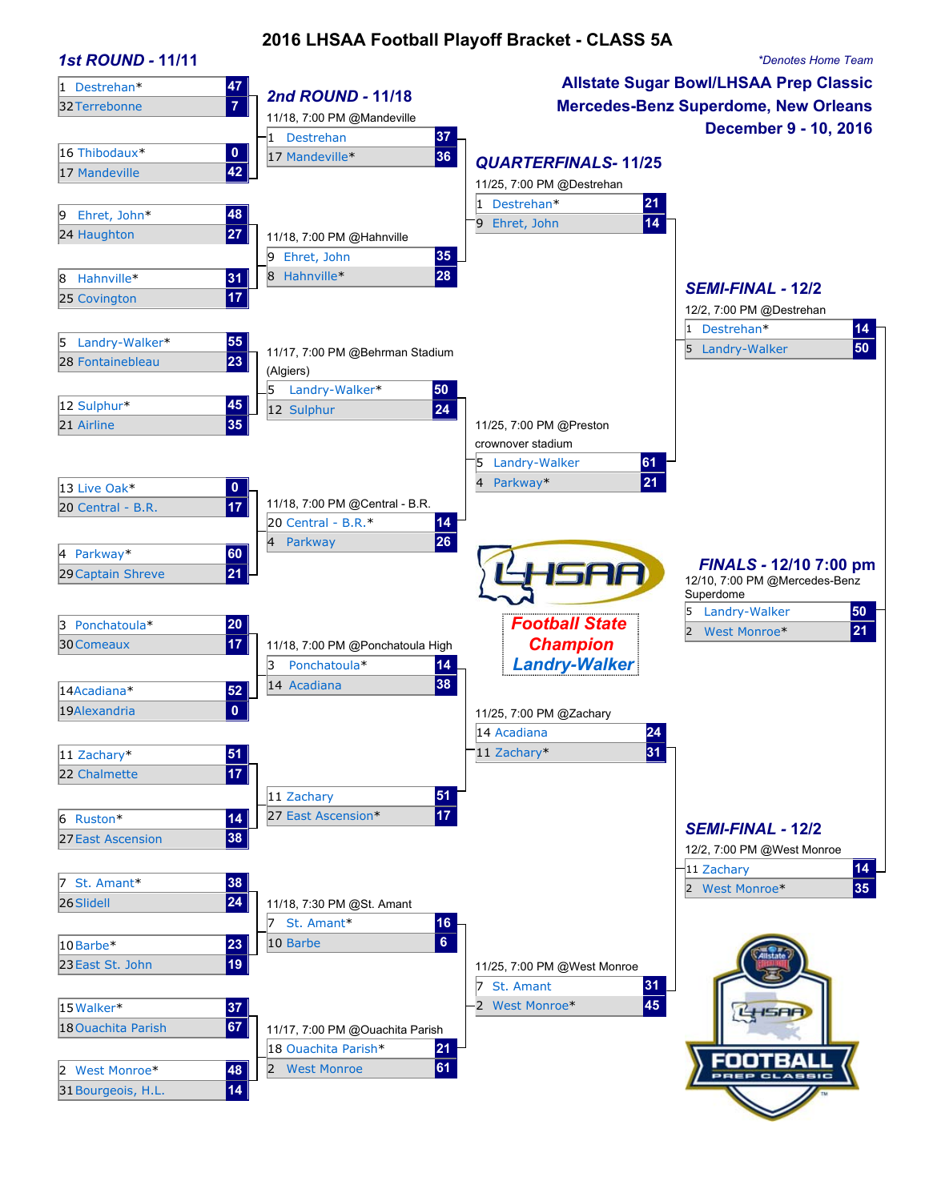# 2016 LHSAA Football Playoff Bracket - CLASS 5A

*Denotes Home Team

**Allstate Sugar Bowl/LHSAA Prep Classic**
**Mercedes-Benz Superdome, New Orleans**
**December 9 - 10, 2016**

## 1st ROUND - 11/11

| Team | Score |
|---|---|
| 1 Destrehan* | 47 |
| 32 Terrebonne | 7 |
| 16 Thibodaux* | 0 |
| 17 Mandeville | 42 |
| 9 Ehret, John* | 48 |
| 24 Haughton | 27 |
| 8 Hahnville* | 31 |
| 25 Covington | 17 |
| 5 Landry-Walker* | 55 |
| 28 Fontainebleau | 23 |
| 12 Sulphur* | 45 |
| 21 Airline | 35 |
| 13 Live Oak* | 0 |
| 20 Central - B.R. | 17 |
| 4 Parkway* | 60 |
| 29 Captain Shreve | 21 |
| 3 Ponchatoula* | 20 |
| 30 Comeaux | 17 |
| 14 Acadiana* | 52 |
| 19 Alexandria | 0 |
| 11 Zachary* | 51 |
| 22 Chalmette | 17 |
| 6 Ruston* | 14 |
| 27 East Ascension | 38 |
| 7 St. Amant* | 38 |
| 26 Slidell | 24 |
| 10 Barbe* | 23 |
| 23 East St. John | 19 |
| 15 Walker* | 37 |
| 18 Ouachita Parish | 67 |
| 2 West Monroe* | 48 |
| 31 Bourgeois, H.L. | 14 |

## 2nd ROUND - 11/18

| Game | Team | Score |
|---|---|---|
| 11/18, 7:00 PM @Mandeville | 1 Destrehan | 37 |
| | 17 Mandeville* | 36 |
| 11/18, 7:00 PM @Hahnville | 9 Ehret, John | 35 |
| | 8 Hahnville* | 28 |
| 11/17, 7:00 PM @Behrman Stadium (Algiers) | 5 Landry-Walker* | 50 |
| | 12 Sulphur | 24 |
| 11/18, 7:00 PM @Central - B.R. | 20 Central - B.R.* | 14 |
| | 4 Parkway | 26 |
| 11/18, 7:00 PM @Ponchatoula High | 3 Ponchatoula* | 14 |
| | 14 Acadiana | 38 |
| | 11 Zachary | 51 |
| | 27 East Ascension* | 17 |
| 11/18, 7:30 PM @St. Amant | 7 St. Amant* | 16 |
| | 10 Barbe | 6 |
| 11/17, 7:00 PM @Ouachita Parish | 18 Ouachita Parish* | 21 |
| | 2 West Monroe | 61 |

## QUARTERFINALS- 11/25

| Game | Team | Score |
|---|---|---|
| 11/25, 7:00 PM @Destrehan | 1 Destrehan* | 21 |
| | 9 Ehret, John | 14 |
| 11/25, 7:00 PM @Preston crownover stadium | 5 Landry-Walker | 61 |
| | 4 Parkway* | 21 |
| 11/25, 7:00 PM @Zachary | 14 Acadiana | 24 |
| | 11 Zachary* | 31 |
| 11/25, 7:00 PM @West Monroe | 7 St. Amant | 31 |
| | 2 West Monroe* | 45 |

## SEMI-FINAL - 12/2

| Game | Team | Score |
|---|---|---|
| 12/2, 7:00 PM @Destrehan | 1 Destrehan* | 14 |
| | 5 Landry-Walker | 50 |
| 12/2, 7:00 PM @West Monroe | 11 Zachary | 14 |
| | 2 West Monroe* | 35 |

## FINALS - 12/10 7:00 pm

12/10, 7:00 PM @Mercedes-Benz Superdome

| Team | Score |
|---|---|
| 5 Landry-Walker | 50 |
| 2 West Monroe* | 21 |

**Football State Champion**
**Landry-Walker**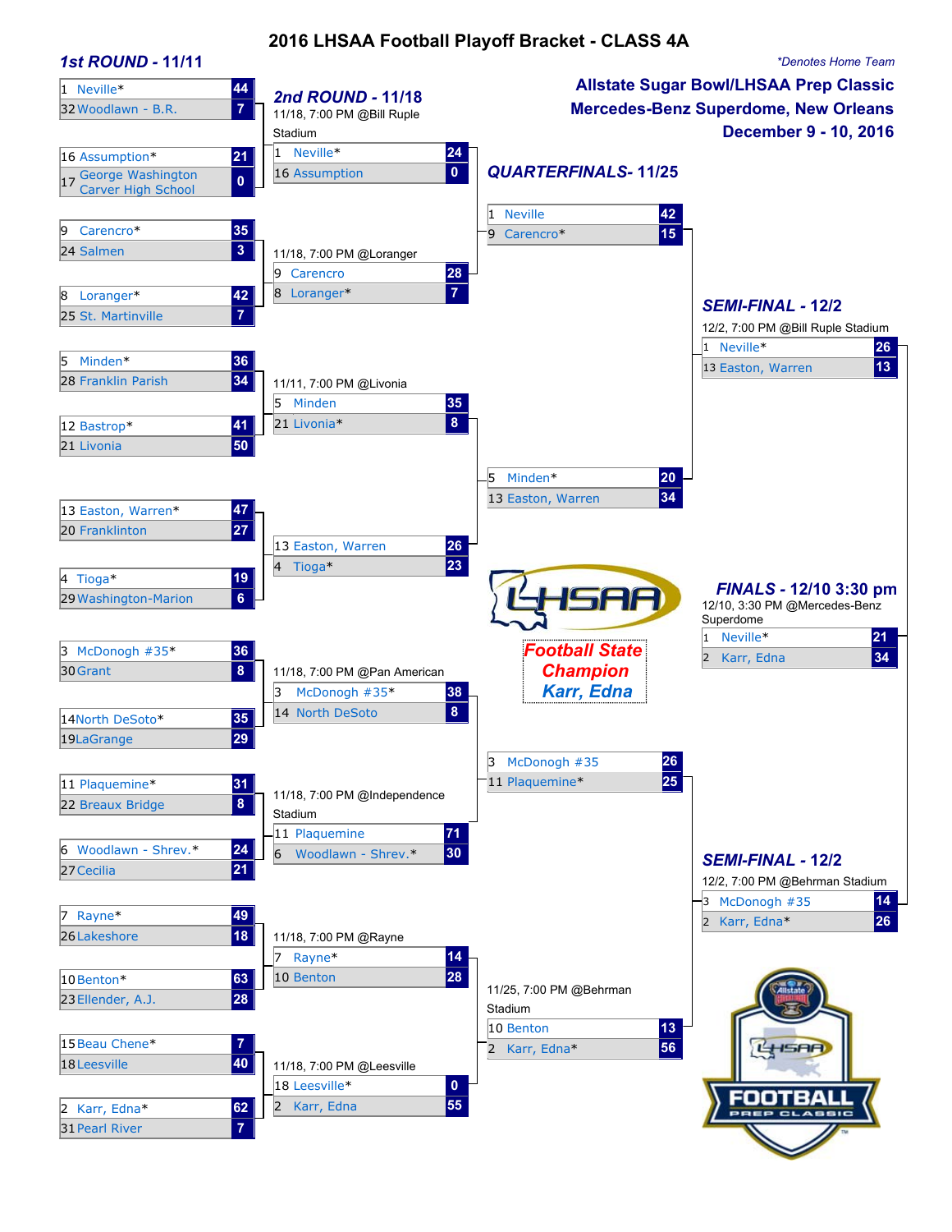# 2016 LHSAA Football Playoff Bracket - CLASS 4A

*Denotes Home Team

**Allstate Sugar Bowl/LHSAA Prep Classic**
**Mercedes-Benz Superdome, New Orleans**
**December 9 - 10, 2016**

## 1st ROUND - 11/11

| Seed | Team | Score |
|---|---|---|
| 1 | Neville* | 44 |
| 32 | Woodlawn - B.R. | 7 |
| 16 | Assumption* | 21 |
| 17 | George Washington Carver High School | 0 |
| 9 | Carencro* | 35 |
| 24 | Salmen | 3 |
| 8 | Loranger* | 42 |
| 25 | St. Martinville | 7 |
| 5 | Minden* | 36 |
| 28 | Franklin Parish | 34 |
| 12 | Bastrop* | 41 |
| 21 | Livonia | 50 |
| 13 | Easton, Warren* | 47 |
| 20 | Franklinton | 27 |
| 4 | Tioga* | 19 |
| 29 | Washington-Marion | 6 |
| 3 | McDonogh #35* | 36 |
| 30 | Grant | 8 |
| 14 | North DeSoto* | 35 |
| 19 | LaGrange | 29 |
| 11 | Plaquemine* | 31 |
| 22 | Breaux Bridge | 8 |
| 6 | Woodlawn - Shrev.* | 24 |
| 27 | Cecilia | 21 |
| 7 | Rayne* | 49 |
| 26 | Lakeshore | 18 |
| 10 | Benton* | 63 |
| 23 | Ellender, A.J. | 28 |
| 15 | Beau Chene* | 7 |
| 18 | Leesville | 40 |
| 2 | Karr, Edna* | 62 |
| 31 | Pearl River | 7 |

## 2nd ROUND - 11/18

| Game Info | Seed | Team | Score |
|---|---|---|---|
| 11/18, 7:00 PM @Bill Ruple Stadium | 1 | Neville* | 24 |
| | 16 | Assumption | 0 |
| 11/18, 7:00 PM @Loranger | 9 | Carencro | 28 |
| | 8 | Loranger* | 7 |
| 11/11, 7:00 PM @Livonia | 5 | Minden | 35 |
| | 21 | Livonia* | 8 |
| | 13 | Easton, Warren | 26 |
| | 4 | Tioga* | 23 |
| 11/18, 7:00 PM @Pan American | 3 | McDonogh #35* | 38 |
| | 14 | North DeSoto | 8 |
| 11/18, 7:00 PM @Independence Stadium | 11 | Plaquemine | 71 |
| | 6 | Woodlawn - Shrev.* | 30 |
| 11/18, 7:00 PM @Rayne | 7 | Rayne* | 14 |
| | 10 | Benton | 28 |
| 11/18, 7:00 PM @Leesville | 18 | Leesville* | 0 |
| | 2 | Karr, Edna | 55 |

## QUARTERFINALS- 11/25

| Game Info | Seed | Team | Score |
|---|---|---|---|
| | 1 | Neville | 42 |
| | 9 | Carencro* | 15 |
| | 5 | Minden* | 20 |
| | 13 | Easton, Warren | 34 |
| | 3 | McDonogh #35 | 26 |
| | 11 | Plaquemine* | 25 |
| 11/25, 7:00 PM @Behrman Stadium | 10 | Benton | 13 |
| | 2 | Karr, Edna* | 56 |

## SEMI-FINAL - 12/2

12/2, 7:00 PM @Bill Ruple Stadium

| Seed | Team | Score |
|---|---|---|
| 1 | Neville* | 26 |
| 13 | Easton, Warren | 13 |

## SEMI-FINAL - 12/2

12/2, 7:00 PM @Behrman Stadium

| Seed | Team | Score |
|---|---|---|
| 3 | McDonogh #35 | 14 |
| 2 | Karr, Edna* | 26 |

## FINALS - 12/10 3:30 pm

12/10, 3:30 PM @Mercedes-Benz Superdome

| Seed | Team | Score |
|---|---|---|
| 1 | Neville* | 21 |
| 2 | Karr, Edna | 34 |

**Football State Champion**
**Karr, Edna**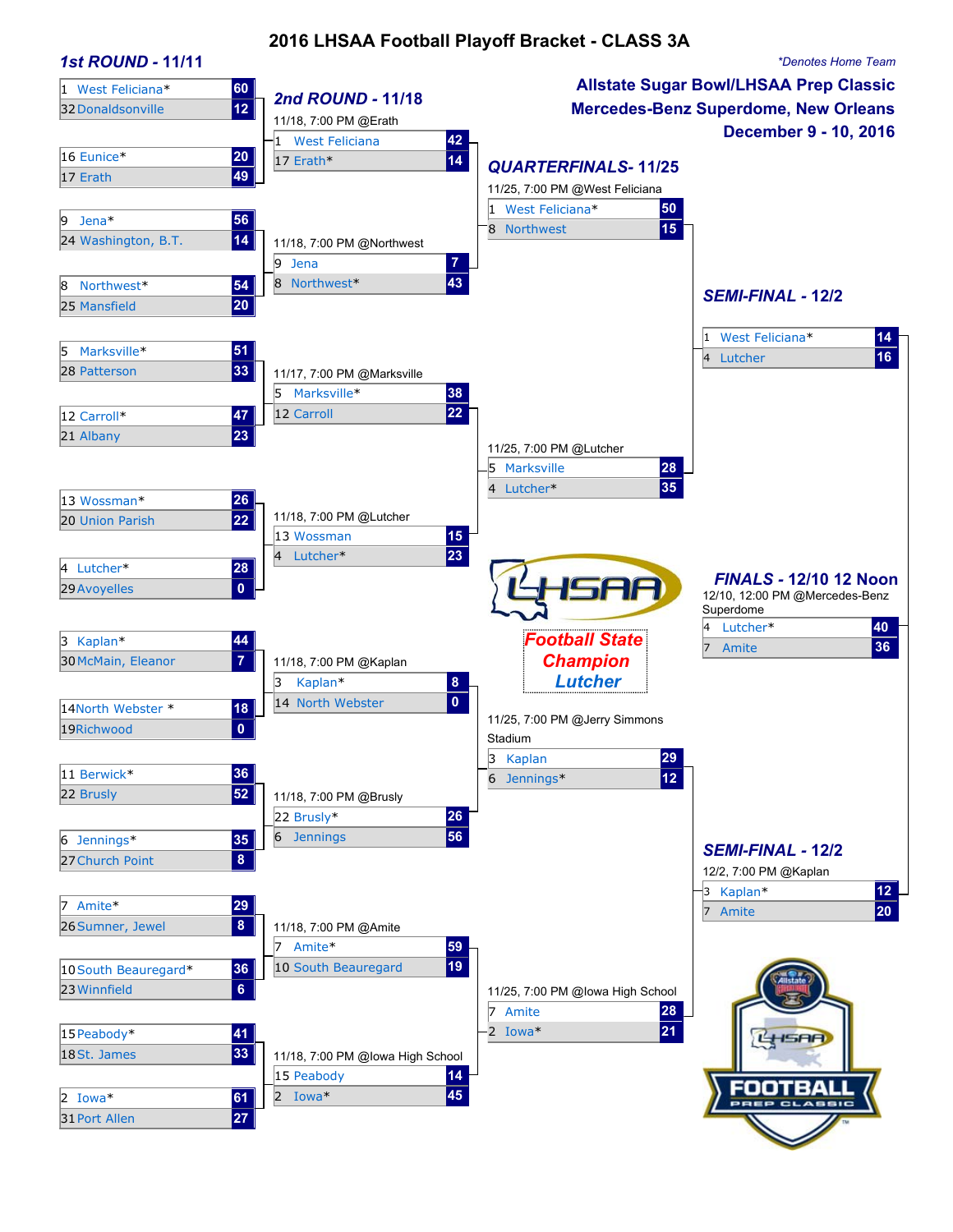# 2016 LHSAA Football Playoff Bracket - CLASS 3A

*\*Denotes Home Team*

**Allstate Sugar Bowl/LHSAA Prep Classic**
**Mercedes-Benz Superdome, New Orleans**
**December 9 - 10, 2016**

## 1st ROUND - 11/11

| Seed | Team | Score |
|---|---|---|
| 1 | West Feliciana* | 60 |
| 32 | Donaldsonville | 12 |
| 16 | Eunice* | 20 |
| 17 | Erath | 49 |
| 9 | Jena* | 56 |
| 24 | Washington, B.T. | 14 |
| 8 | Northwest* | 54 |
| 25 | Mansfield | 20 |
| 5 | Marksville* | 51 |
| 28 | Patterson | 33 |
| 12 | Carroll* | 47 |
| 21 | Albany | 23 |
| 13 | Wossman* | 26 |
| 20 | Union Parish | 22 |
| 4 | Lutcher* | 28 |
| 29 | Avoyelles | 0 |
| 3 | Kaplan* | 44 |
| 30 | McMain, Eleanor | 7 |
| 14 | North Webster * | 18 |
| 19 | Richwood | 0 |
| 11 | Berwick* | 36 |
| 22 | Brusly | 52 |
| 6 | Jennings* | 35 |
| 27 | Church Point | 8 |
| 7 | Amite* | 29 |
| 26 | Sumner, Jewel | 8 |
| 10 | South Beauregard* | 36 |
| 23 | Winnfield | 6 |
| 15 | Peabody* | 41 |
| 18 | St. James | 33 |
| 2 | Iowa* | 61 |
| 31 | Port Allen | 27 |

## 2nd ROUND - 11/18

| Game | Seed | Team | Score |
|---|---|---|---|
| 11/18, 7:00 PM @Erath | 1 | West Feliciana | 42 |
| | 17 | Erath* | 14 |
| 11/18, 7:00 PM @Northwest | 9 | Jena | 7 |
| | 8 | Northwest* | 43 |
| 11/17, 7:00 PM @Marksville | 5 | Marksville* | 38 |
| | 12 | Carroll | 22 |
| 11/18, 7:00 PM @Lutcher | 13 | Wossman | 15 |
| | 4 | Lutcher* | 23 |
| 11/18, 7:00 PM @Kaplan | 3 | Kaplan* | 8 |
| | 14 | North Webster | 0 |
| 11/18, 7:00 PM @Brusly | 22 | Brusly* | 26 |
| | 6 | Jennings | 56 |
| 11/18, 7:00 PM @Amite | 7 | Amite* | 59 |
| | 10 | South Beauregard | 19 |
| 11/18, 7:00 PM @Iowa High School | 15 | Peabody | 14 |
| | 2 | Iowa* | 45 |

## QUARTERFINALS- 11/25

| Game | Seed | Team | Score |
|---|---|---|---|
| 11/25, 7:00 PM @West Feliciana | 1 | West Feliciana* | 50 |
| | 8 | Northwest | 15 |
| 11/25, 7:00 PM @Lutcher | 5 | Marksville | 28 |
| | 4 | Lutcher* | 35 |
| 11/25, 7:00 PM @Jerry Simmons Stadium | 3 | Kaplan | 29 |
| | 6 | Jennings* | 12 |
| 11/25, 7:00 PM @Iowa High School | 7 | Amite | 28 |
| | 2 | Iowa* | 21 |

## SEMI-FINAL - 12/2

| Game | Seed | Team | Score |
|---|---|---|---|
| | 1 | West Feliciana* | 14 |
| | 4 | Lutcher | 16 |
| 12/2, 7:00 PM @Kaplan | 3 | Kaplan* | 12 |
| | 7 | Amite | 20 |

## FINALS - 12/10 12 Noon

12/10, 12:00 PM @Mercedes-Benz Superdome

| Seed | Team | Score |
|---|---|---|
| 4 | Lutcher* | 40 |
| 7 | Amite | 36 |

**Football State Champion**
**Lutcher**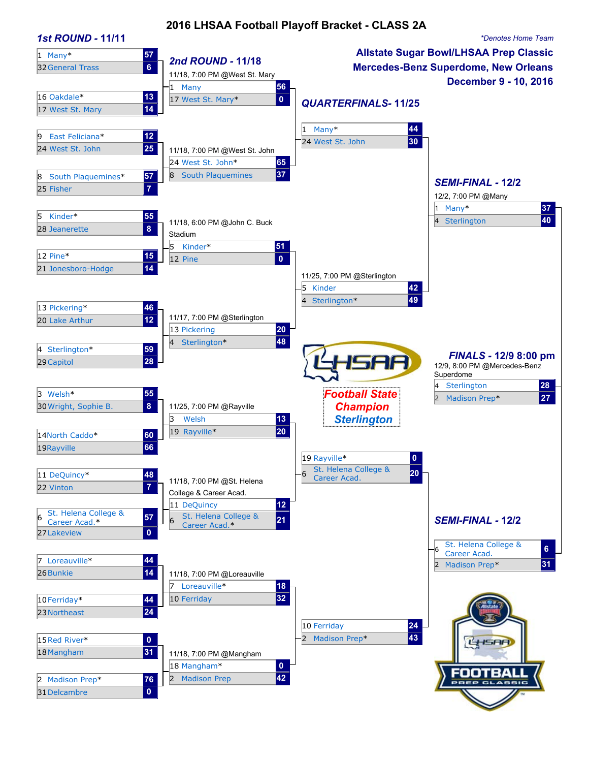# 2016 LHSAA Football Playoff Bracket - CLASS 2A

*Denotes Home Team

**Allstate Sugar Bowl/LHSAA Prep Classic**
**Mercedes-Benz Superdome, New Orleans**
**December 9 - 10, 2016**

## 1st ROUND - 11/11

| Team | Score |
|---|---|
| 1 Many* | 57 |
| 32 General Trass | 6 |
| 16 Oakdale* | 13 |
| 17 West St. Mary | 14 |
| 9 East Feliciana* | 12 |
| 24 West St. John | 25 |
| 8 South Plaquemines* | 57 |
| 25 Fisher | 7 |
| 5 Kinder* | 55 |
| 28 Jeanerette | 8 |
| 12 Pine* | 15 |
| 21 Jonesboro-Hodge | 14 |
| 13 Pickering* | 46 |
| 20 Lake Arthur | 12 |
| 4 Sterlington* | 59 |
| 29 Capitol | 28 |
| 3 Welsh* | 55 |
| 30 Wright, Sophie B. | 8 |
| 14 North Caddo* | 60 |
| 19 Rayville | 66 |
| 11 DeQuincy* | 48 |
| 22 Vinton | 7 |
| 6 St. Helena College & Career Acad.* | 57 |
| 27 Lakeview | 0 |
| 7 Loreauville* | 44 |
| 26 Bunkie | 14 |
| 10 Ferriday* | 44 |
| 23 Northeast | 24 |
| 15 Red River* | 0 |
| 18 Mangham | 31 |
| 2 Madison Prep* | 76 |
| 31 Delcambre | 0 |

## 2nd ROUND - 11/18

| Game | Team | Score |
|---|---|---|
| 11/18, 7:00 PM @West St. Mary | 1 Many | 56 |
| | 17 West St. Mary* | 0 |
| 11/18, 7:00 PM @West St. John | 24 West St. John* | 65 |
| | 8 South Plaquemines | 37 |
| 11/18, 6:00 PM @John C. Buck Stadium | 5 Kinder* | 51 |
| | 12 Pine | 0 |
| 11/17, 7:00 PM @Sterlington | 13 Pickering | 20 |
| | 4 Sterlington* | 48 |
| 11/25, 7:00 PM @Rayville | 3 Welsh | 13 |
| | 19 Rayville* | 20 |
| 11/18, 7:00 PM @St. Helena College & Career Acad. | 11 DeQuincy | 12 |
| | 6 St. Helena College & Career Acad.* | 21 |
| 11/18, 7:00 PM @Loreauville | 7 Loreauville* | 18 |
| | 10 Ferriday | 32 |
| 11/18, 7:00 PM @Mangham | 18 Mangham* | 0 |
| | 2 Madison Prep | 42 |

## QUARTERFINALS- 11/25

| Game | Team | Score |
|---|---|---|
| | 1 Many* | 44 |
| | 24 West St. John | 30 |
| 11/25, 7:00 PM @Sterlington | 5 Kinder | 42 |
| | 4 Sterlington* | 49 |
| | 19 Rayville* | 0 |
| | 6 St. Helena College & Career Acad. | 20 |
| | 10 Ferriday | 24 |
| | 2 Madison Prep* | 43 |

## SEMI-FINAL - 12/2

| Game | Team | Score |
|---|---|---|
| 12/2, 7:00 PM @Many | 1 Many* | 37 |
| | 4 Sterlington | 40 |
| | 6 St. Helena College & Career Acad. | 6 |
| | 2 Madison Prep* | 31 |

## FINALS - 12/9 8:00 pm

12/9, 8:00 PM @Mercedes-Benz Superdome

| Team | Score |
|---|---|
| 4 Sterlington | 28 |
| 2 Madison Prep* | 27 |

**Football State Champion Sterlington**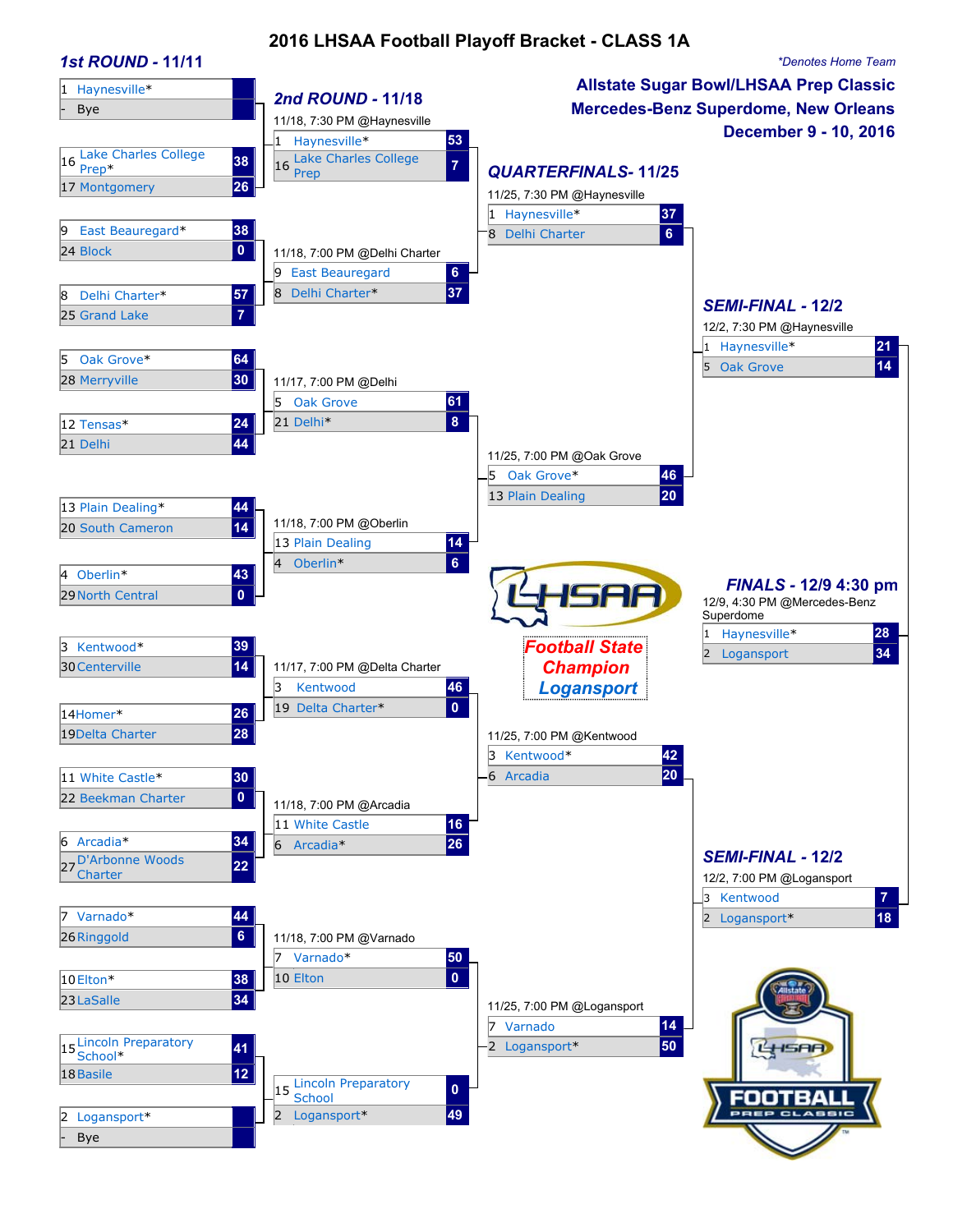# 2016 LHSAA Football Playoff Bracket - CLASS 1A

*Denotes Home Team

**Allstate Sugar Bowl/LHSAA Prep Classic**
**Mercedes-Benz Superdome, New Orleans**
**December 9 - 10, 2016**

## 1st ROUND - 11/11

| Seed | Team | Score |
|---|---|---|
| 1 | Haynesville* | |
| - | Bye | |
| 16 | Lake Charles College Prep* | 38 |
| 17 | Montgomery | 26 |
| 9 | East Beauregard* | 38 |
| 24 | Block | 0 |
| 8 | Delhi Charter* | 57 |
| 25 | Grand Lake | 7 |
| 5 | Oak Grove* | 64 |
| 28 | Merryville | 30 |
| 12 | Tensas* | 24 |
| 21 | Delhi | 44 |
| 13 | Plain Dealing* | 44 |
| 20 | South Cameron | 14 |
| 4 | Oberlin* | 43 |
| 29 | North Central | 0 |
| 3 | Kentwood* | 39 |
| 30 | Centerville | 14 |
| 14 | Homer* | 26 |
| 19 | Delta Charter | 28 |
| 11 | White Castle* | 30 |
| 22 | Beekman Charter | 0 |
| 6 | Arcadia* | 34 |
| 27 | D'Arbonne Woods Charter | 22 |
| 7 | Varnado* | 44 |
| 26 | Ringgold | 6 |
| 10 | Elton* | 38 |
| 23 | LaSalle | 34 |
| 15 | Lincoln Preparatory School* | 41 |
| 18 | Basile | 12 |
| 2 | Logansport* | |
| - | Bye | |

## 2nd ROUND - 11/18

| Game | Seed | Team | Score |
|---|---|---|---|
| 11/18, 7:30 PM @Haynesville | 1 | Haynesville* | 53 |
| | 16 | Lake Charles College Prep | 7 |
| 11/18, 7:00 PM @Delhi Charter | 9 | East Beauregard | 6 |
| | 8 | Delhi Charter* | 37 |
| 11/17, 7:00 PM @Delhi | 5 | Oak Grove | 61 |
| | 21 | Delhi* | 8 |
| 11/18, 7:00 PM @Oberlin | 13 | Plain Dealing | 14 |
| | 4 | Oberlin* | 6 |
| 11/17, 7:00 PM @Delta Charter | 3 | Kentwood | 46 |
| | 19 | Delta Charter* | 0 |
| 11/18, 7:00 PM @Arcadia | 11 | White Castle | 16 |
| | 6 | Arcadia* | 26 |
| 11/18, 7:00 PM @Varnado | 7 | Varnado* | 50 |
| | 10 | Elton | 0 |
| | 15 | Lincoln Preparatory School | 0 |
| | 2 | Logansport* | 49 |

## QUARTERFINALS- 11/25

| Game | Seed | Team | Score |
|---|---|---|---|
| 11/25, 7:30 PM @Haynesville | 1 | Haynesville* | 37 |
| | 8 | Delhi Charter | 6 |
| 11/25, 7:00 PM @Oak Grove | 5 | Oak Grove* | 46 |
| | 13 | Plain Dealing | 20 |
| 11/25, 7:00 PM @Kentwood | 3 | Kentwood* | 42 |
| | 6 | Arcadia | 20 |
| 11/25, 7:00 PM @Logansport | 7 | Varnado | 14 |
| | 2 | Logansport* | 50 |

## SEMI-FINAL - 12/2

| Game | Seed | Team | Score |
|---|---|---|---|
| 12/2, 7:30 PM @Haynesville | 1 | Haynesville* | 21 |
| | 5 | Oak Grove | 14 |
| 12/2, 7:00 PM @Logansport | 3 | Kentwood | 7 |
| | 2 | Logansport* | 18 |

## FINALS - 12/9 4:30 pm

| Game | Seed | Team | Score |
|---|---|---|---|
| 12/9, 4:30 PM @Mercedes-Benz Superdome | 1 | Haynesville* | 28 |
| | 2 | Logansport | 34 |

**Football State Champion**
**Logansport**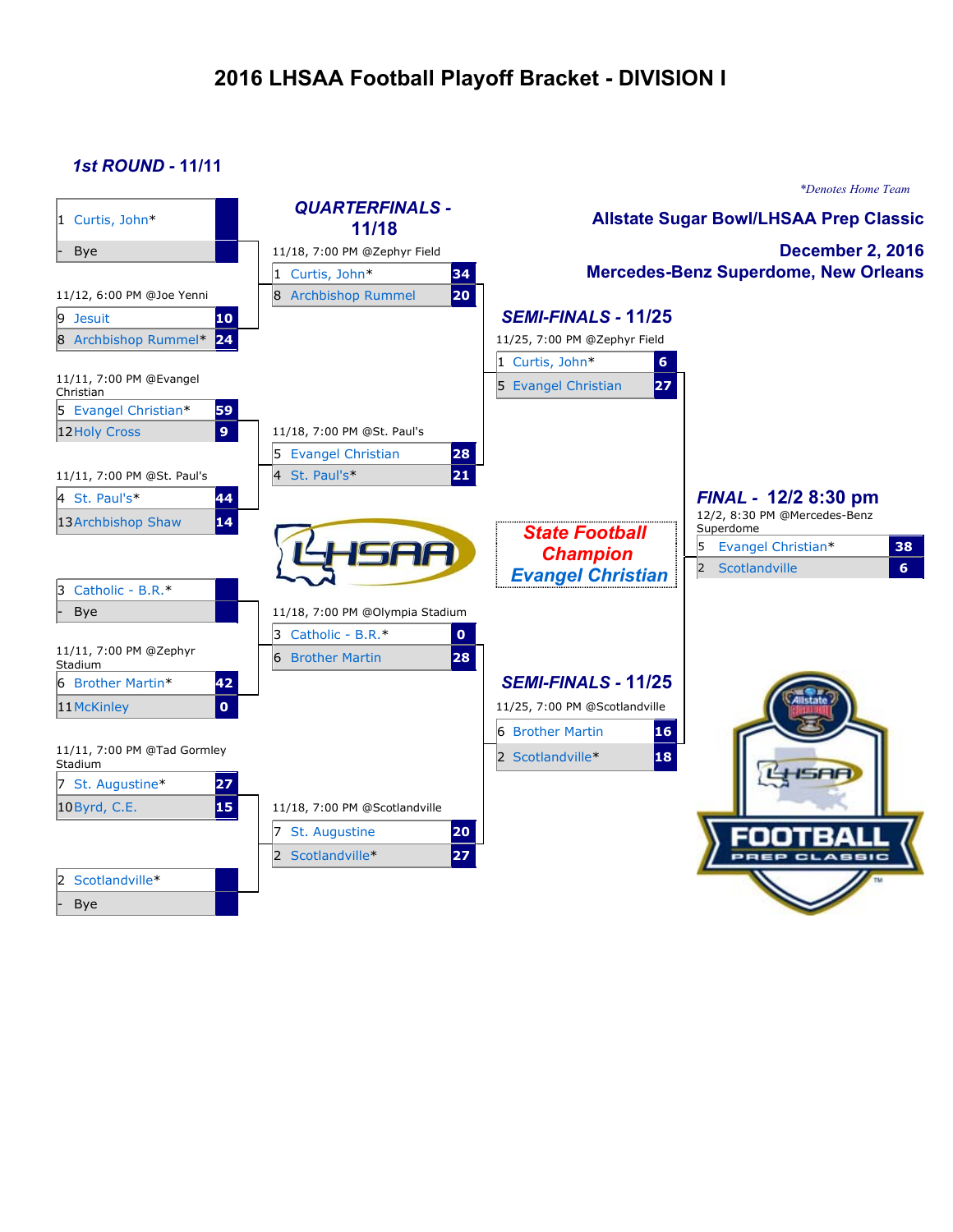# 2016 LHSAA Football Playoff Bracket - DIVISION I

*\*Denotes Home Team*

**Allstate Sugar Bowl/LHSAA Prep Classic**

**December 2, 2016**

**Mercedes-Benz Superdome, New Orleans**

## *1st ROUND* - 11/11

| Seed | Team | Score |
|---|---|---|
| 1 | Curtis, John* | |
| - | Bye | |

11/12, 6:00 PM @Joe Yenni

| Seed | Team | Score |
|---|---|---|
| 9 | Jesuit | 10 |
| 8 | Archbishop Rummel* | 24 |

11/11, 7:00 PM @Evangel Christian

| Seed | Team | Score |
|---|---|---|
| 5 | Evangel Christian* | 59 |
| 12 | Holy Cross | 9 |

11/11, 7:00 PM @St. Paul's

| Seed | Team | Score |
|---|---|---|
| 4 | St. Paul's* | 44 |
| 13 | Archbishop Shaw | 14 |

| Seed | Team | Score |
|---|---|---|
| 3 | Catholic - B.R.* | |
| - | Bye | |

11/11, 7:00 PM @Zephyr Stadium

| Seed | Team | Score |
|---|---|---|
| 6 | Brother Martin* | 42 |
| 11 | McKinley | 0 |

11/11, 7:00 PM @Tad Gormley Stadium

| Seed | Team | Score |
|---|---|---|
| 7 | St. Augustine* | 27 |
| 10 | Byrd, C.E. | 15 |

| Seed | Team | Score |
|---|---|---|
| 2 | Scotlandville* | |
| - | Bye | |

## *QUARTERFINALS* - 11/18

11/18, 7:00 PM @Zephyr Field

| Seed | Team | Score |
|---|---|---|
| 1 | Curtis, John* | 34 |
| 8 | Archbishop Rummel | 20 |

11/18, 7:00 PM @St. Paul's

| Seed | Team | Score |
|---|---|---|
| 5 | Evangel Christian | 28 |
| 4 | St. Paul's* | 21 |

11/18, 7:00 PM @Olympia Stadium

| Seed | Team | Score |
|---|---|---|
| 3 | Catholic - B.R.* | 0 |
| 6 | Brother Martin | 28 |

11/18, 7:00 PM @Scotlandville

| Seed | Team | Score |
|---|---|---|
| 7 | St. Augustine | 20 |
| 2 | Scotlandville* | 27 |

## *SEMI-FINALS* - 11/25

11/25, 7:00 PM @Zephyr Field

| Seed | Team | Score |
|---|---|---|
| 1 | Curtis, John* | 6 |
| 5 | Evangel Christian | 27 |

11/25, 7:00 PM @Scotlandville

| Seed | Team | Score |
|---|---|---|
| 6 | Brother Martin | 16 |
| 2 | Scotlandville* | 18 |

## *FINAL* - 12/2 8:30 pm

12/2, 8:30 PM @Mercedes-Benz Superdome

| Seed | Team | Score |
|---|---|---|
| 5 | Evangel Christian* | 38 |
| 2 | Scotlandville | 6 |

**State Football Champion**

***Evangel Christian***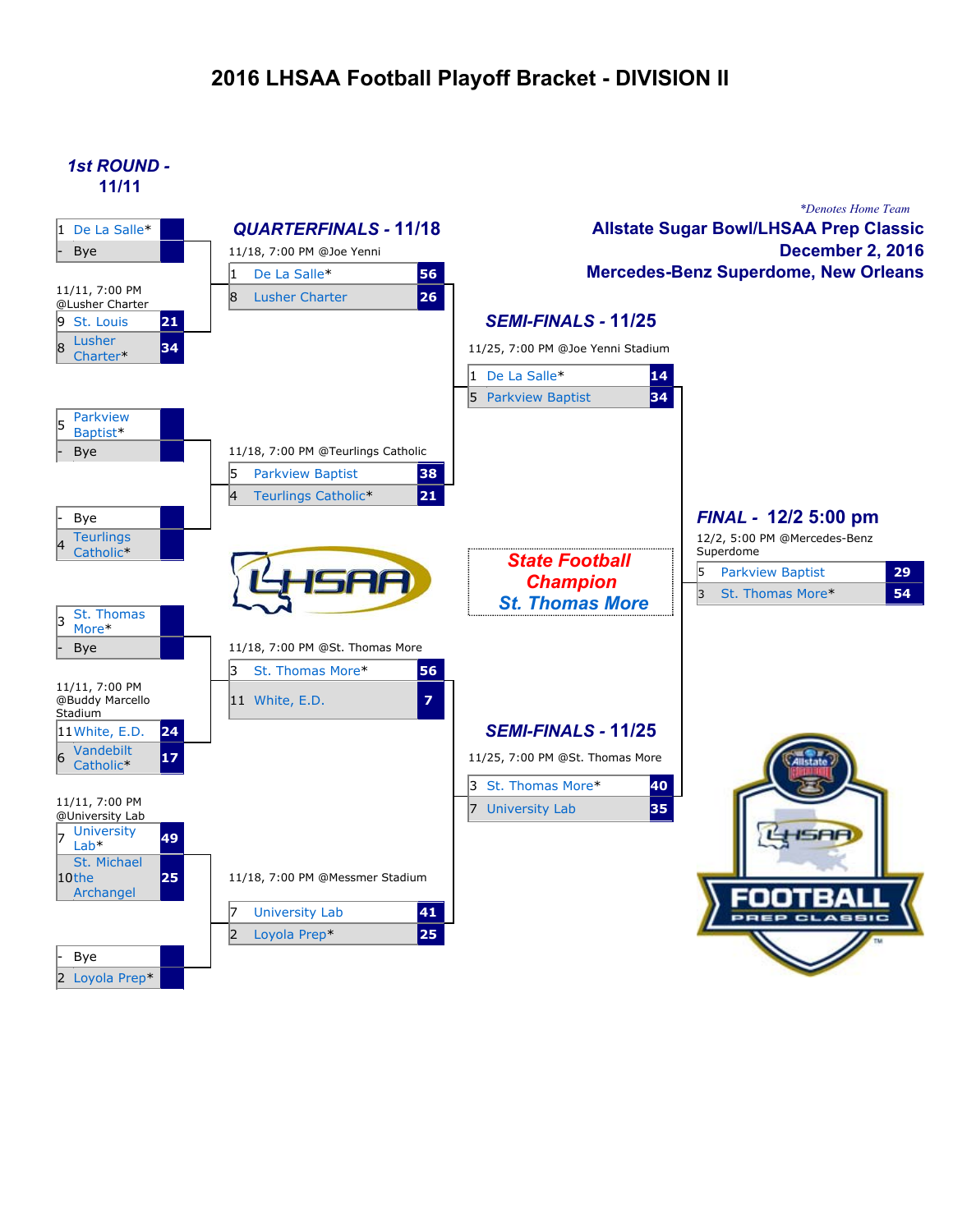# 2016 LHSAA Football Playoff Bracket - DIVISION II

*Denotes Home Team

**Allstate Sugar Bowl/LHSAA Prep Classic**
**December 2, 2016**
**Mercedes-Benz Superdome, New Orleans**

## 1st ROUND - 11/11

| Seed | Team | Score |
|---|---|---|
| 1 | De La Salle* | |
| - | Bye | |

11/11, 7:00 PM @Lusher Charter

| Seed | Team | Score |
|---|---|---|
| 9 | St. Louis | 21 |
| 8 | Lusher Charter* | 34 |

| Seed | Team | Score |
|---|---|---|
| 5 | Parkview Baptist* | |
| - | Bye | |

| Seed | Team | Score |
|---|---|---|
| - | Bye | |
| 4 | Teurlings Catholic* | |

| Seed | Team | Score |
|---|---|---|
| 3 | St. Thomas More* | |
| - | Bye | |

11/11, 7:00 PM @Buddy Marcello Stadium

| Seed | Team | Score |
|---|---|---|
| 11 | White, E.D. | 24 |
| 6 | Vandebilt Catholic* | 17 |

11/11, 7:00 PM @University Lab

| Seed | Team | Score |
|---|---|---|
| 7 | University Lab* | 49 |
| 10 | St. Michael the Archangel | 25 |

| Seed | Team | Score |
|---|---|---|
| - | Bye | |
| 2 | Loyola Prep* | |

## QUARTERFINALS - 11/18

11/18, 7:00 PM @Joe Yenni

| Seed | Team | Score |
|---|---|---|
| 1 | De La Salle* | 56 |
| 8 | Lusher Charter | 26 |

11/18, 7:00 PM @Teurlings Catholic

| Seed | Team | Score |
|---|---|---|
| 5 | Parkview Baptist | 38 |
| 4 | Teurlings Catholic* | 21 |

11/18, 7:00 PM @St. Thomas More

| Seed | Team | Score |
|---|---|---|
| 3 | St. Thomas More* | 56 |
| 11 | White, E.D. | 7 |

11/18, 7:00 PM @Messmer Stadium

| Seed | Team | Score |
|---|---|---|
| 7 | University Lab | 41 |
| 2 | Loyola Prep* | 25 |

## SEMI-FINALS - 11/25

11/25, 7:00 PM @Joe Yenni Stadium

| Seed | Team | Score |
|---|---|---|
| 1 | De La Salle* | 14 |
| 5 | Parkview Baptist | 34 |

## SEMI-FINALS - 11/25

11/25, 7:00 PM @St. Thomas More

| Seed | Team | Score |
|---|---|---|
| 3 | St. Thomas More* | 40 |
| 7 | University Lab | 35 |

## FINAL - 12/2 5:00 pm

12/2, 5:00 PM @Mercedes-Benz Superdome

| Seed | Team | Score |
|---|---|---|
| 5 | Parkview Baptist | 29 |
| 3 | St. Thomas More* | 54 |

**State Football Champion**
**St. Thomas More**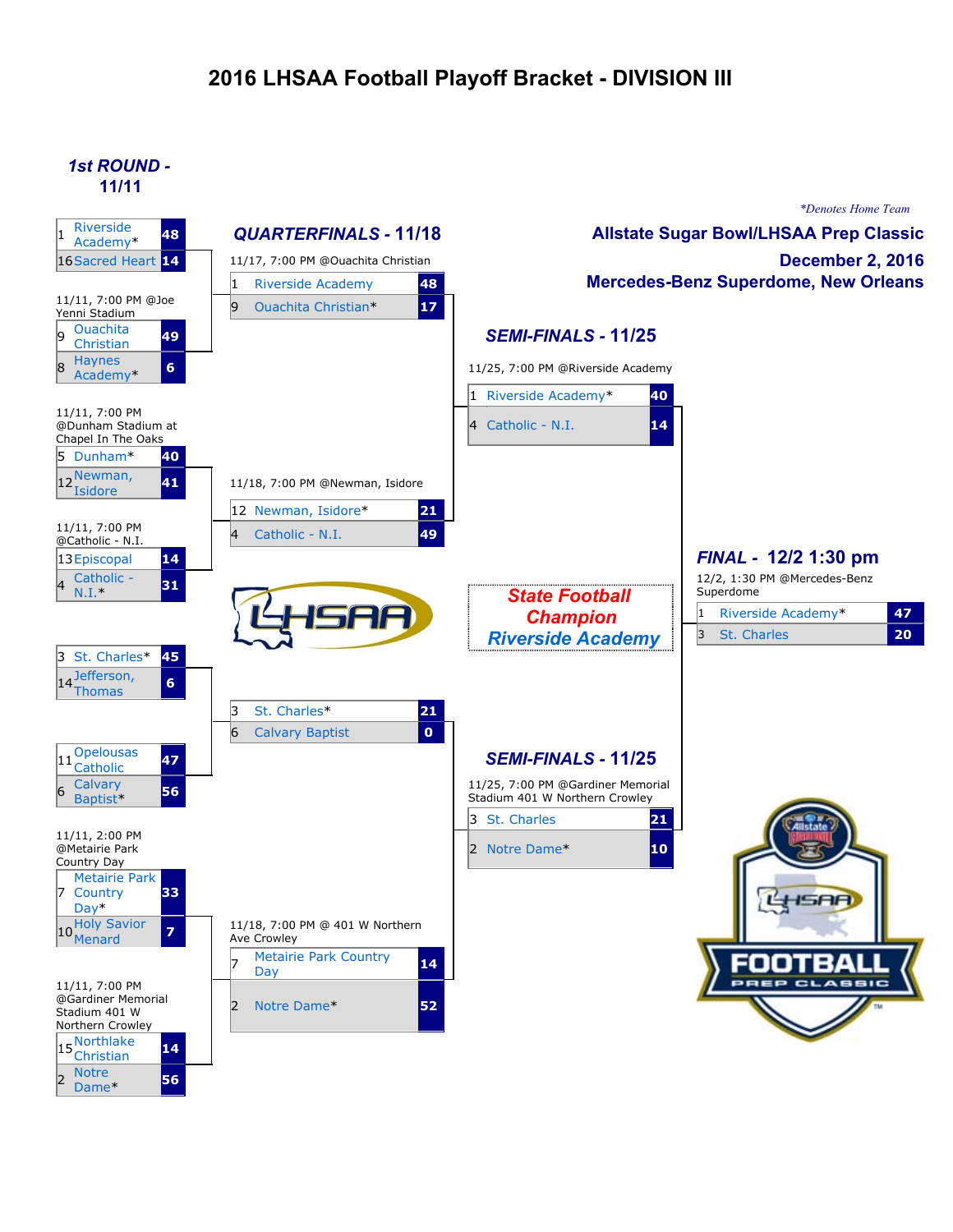# 2016 LHSAA Football Playoff Bracket - DIVISION III

*Denotes Home Team

**Allstate Sugar Bowl/LHSAA Prep Classic**
**December 2, 2016**
**Mercedes-Benz Superdome, New Orleans**

## 1st ROUND - 11/11

| Seed | Team | Score |
|---|---|---|
| 1 | Riverside Academy* | 48 |
| 16 | Sacred Heart | 14 |

11/11, 7:00 PM @Joe Yenni Stadium

| Seed | Team | Score |
|---|---|---|
| 9 | Ouachita Christian | 49 |
| 8 | Haynes Academy* | 6 |

11/11, 7:00 PM @Dunham Stadium at Chapel In The Oaks

| Seed | Team | Score |
|---|---|---|
| 5 | Dunham* | 40 |
| 12 | Newman, Isidore | 41 |

11/11, 7:00 PM @Catholic - N.I.

| Seed | Team | Score |
|---|---|---|
| 13 | Episcopal | 14 |
| 4 | Catholic - N.I.* | 31 |

| Seed | Team | Score |
|---|---|---|
| 3 | St. Charles* | 45 |
| 14 | Jefferson, Thomas | 6 |

| Seed | Team | Score |
|---|---|---|
| 11 | Opelousas Catholic | 47 |
| 6 | Calvary Baptist* | 56 |

11/11, 2:00 PM @Metairie Park Country Day

| Seed | Team | Score |
|---|---|---|
| 7 | Metairie Park Country Day* | 33 |
| 10 | Holy Savior Menard | 7 |

11/11, 7:00 PM @Gardiner Memorial Stadium 401 W Northern Crowley

| Seed | Team | Score |
|---|---|---|
| 15 | Northlake Christian | 14 |
| 2 | Notre Dame* | 56 |

## QUARTERFINALS - 11/18

11/17, 7:00 PM @Ouachita Christian

| Seed | Team | Score |
|---|---|---|
| 1 | Riverside Academy | 48 |
| 9 | Ouachita Christian* | 17 |

11/18, 7:00 PM @Newman, Isidore

| Seed | Team | Score |
|---|---|---|
| 12 | Newman, Isidore* | 21 |
| 4 | Catholic - N.I. | 49 |

| Seed | Team | Score |
|---|---|---|
| 3 | St. Charles* | 21 |
| 6 | Calvary Baptist | 0 |

11/18, 7:00 PM @ 401 W Northern Ave Crowley

| Seed | Team | Score |
|---|---|---|
| 7 | Metairie Park Country Day | 14 |
| 2 | Notre Dame* | 52 |

## SEMI-FINALS - 11/25

11/25, 7:00 PM @Riverside Academy

| Seed | Team | Score |
|---|---|---|
| 1 | Riverside Academy* | 40 |
| 4 | Catholic - N.I. | 14 |

## SEMI-FINALS - 11/25

11/25, 7:00 PM @Gardiner Memorial Stadium 401 W Northern Crowley

| Seed | Team | Score |
|---|---|---|
| 3 | St. Charles | 21 |
| 2 | Notre Dame* | 10 |

## FINAL - 12/2 1:30 pm

12/2, 1:30 PM @Mercedes-Benz Superdome

| Seed | Team | Score |
|---|---|---|
| 1 | Riverside Academy* | 47 |
| 3 | St. Charles | 20 |

**State Football Champion**
**Riverside Academy**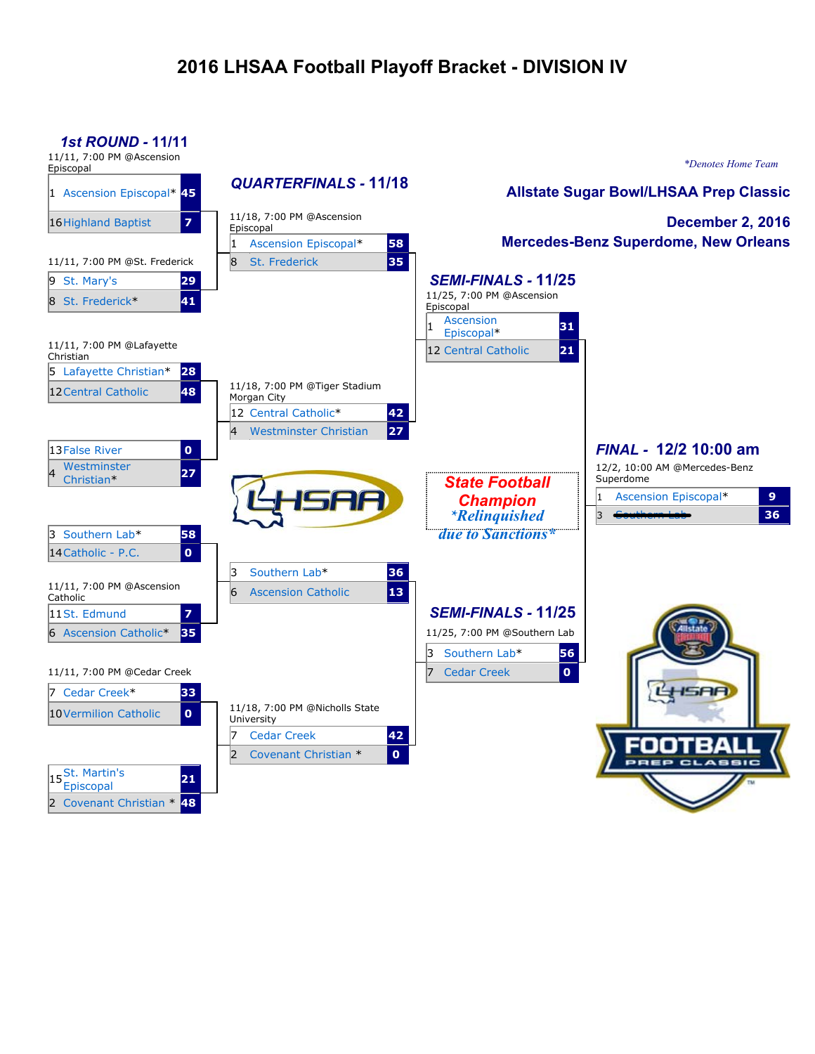# 2016 LHSAA Football Playoff Bracket - DIVISION IV

*Denotes Home Team

## Allstate Sugar Bowl/LHSAA Prep Classic

**December 2, 2016**

**Mercedes-Benz Superdome, New Orleans**

## 1st ROUND - 11/11

11/11, 7:00 PM @Ascension Episcopal

| Seed | Team | Score |
|---|---|---|
| 1 | Ascension Episcopal* | 45 |
| 16 | Highland Baptist | 7 |

11/11, 7:00 PM @St. Frederick

| Seed | Team | Score |
|---|---|---|
| 9 | St. Mary's | 29 |
| 8 | St. Frederick* | 41 |

11/11, 7:00 PM @Lafayette Christian

| Seed | Team | Score |
|---|---|---|
| 5 | Lafayette Christian* | 28 |
| 12 | Central Catholic | 48 |

| Seed | Team | Score |
|---|---|---|
| 13 | False River | 0 |
| 4 | Westminster Christian* | 27 |

| Seed | Team | Score |
|---|---|---|
| 3 | Southern Lab* | 58 |
| 14 | Catholic - P.C. | 0 |

11/11, 7:00 PM @Ascension Catholic

| Seed | Team | Score |
|---|---|---|
| 11 | St. Edmund | 7 |
| 6 | Ascension Catholic* | 35 |

11/11, 7:00 PM @Cedar Creek

| Seed | Team | Score |
|---|---|---|
| 7 | Cedar Creek* | 33 |
| 10 | Vermilion Catholic | 0 |

| Seed | Team | Score |
|---|---|---|
| 15 | St. Martin's Episcopal | 21 |
| 2 | Covenant Christian * | 48 |

## QUARTERFINALS - 11/18

11/18, 7:00 PM @Ascension Episcopal

| Seed | Team | Score |
|---|---|---|
| 1 | Ascension Episcopal* | 58 |
| 8 | St. Frederick | 35 |

11/18, 7:00 PM @Tiger Stadium Morgan City

| Seed | Team | Score |
|---|---|---|
| 12 | Central Catholic* | 42 |
| 4 | Westminster Christian | 27 |

| Seed | Team | Score |
|---|---|---|
| 3 | Southern Lab* | 36 |
| 6 | Ascension Catholic | 13 |

11/18, 7:00 PM @Nicholls State University

| Seed | Team | Score |
|---|---|---|
| 7 | Cedar Creek | 42 |
| 2 | Covenant Christian * | 0 |

## SEMI-FINALS - 11/25

11/25, 7:00 PM @Ascension Episcopal

| Seed | Team | Score |
|---|---|---|
| 1 | Ascension Episcopal* | 31 |
| 12 | Central Catholic | 21 |

## SEMI-FINALS - 11/25

11/25, 7:00 PM @Southern Lab

| Seed | Team | Score |
|---|---|---|
| 3 | Southern Lab* | 56 |
| 7 | Cedar Creek | 0 |

## FINAL - 12/2 10:00 am

12/2, 10:00 AM @Mercedes-Benz Superdome

| Seed | Team | Score |
|---|---|---|
| 1 | Ascension Episcopal* | 9 |
| 3 | ~~Southern Lab~~ | 36 |

**State Football Champion**

*\*Relinquished due to Sanctions\**